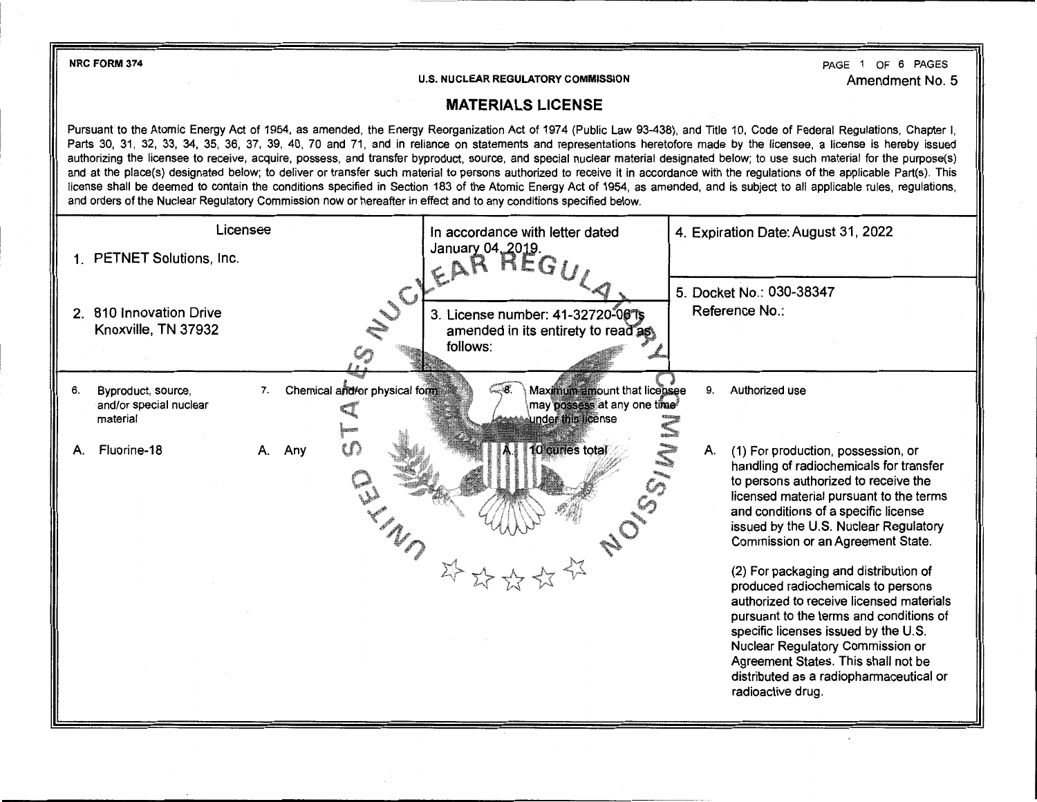NRC FORM 374

U.S. NUCLEAR REGULATORY COMMISSION

Amendment No. 5

# MATERIALS LICENSE

Pursuant to the Atomic Energy Act of 1954, as amended, the Energy Reorganization Act of 1974 (Public Law 93-438), and Title 10, Code of Federal Regulations, Chapter I, Parts 30, 31, 32, 33, 34, 35, 36, 37, 39, 40, 70 and 71, and in reliance on statements and representations heretofore made by the licensee, a license is hereby issued authorizing the licensee to receive, acquire, possess, and transfer byproduct, source, and special nuclear material designated below; to use such material for the purpose(s) and at the place(s) designated below; to deliver or transfer such material to persons authorized to receive it in accordance with the regulations of the applicable Part(s). This license shall be deemed to contain the conditions specified in Section 183 of the Atomic Energy Act of 1954, as amended, and is subject to all applicable rules, regulations, and orders of the Nuclear Regulatory Commission now or hereafter in effect and to any conditions specified below.

| Licensee | In accordance with letter dated January 04, 2019. | 4. Expiration Date: August 31, 2022 |
|---|---|---|
| 1. PETNET Solutions, Inc. | | 5. Docket No.: 030-38347 Reference No.: |
| 2. 810 Innovation Drive Knoxville, TN 37932 | 3. License number: 41-32720-06 is amended in its entirety to read as follows: | |

| 6. Byproduct, source, and/or special nuclear material | 7. Chemical and/or physical form | 8. Maximum amount that licensee may possess at any one time under this license | 9. Authorized use |
|---|---|---|---|
| A. Fluorine-18 | A. Any | A. 10 curies total | A. (1) For production, possession, or handling of radiochemicals for transfer to persons authorized to receive the licensed material pursuant to the terms and conditions of a specific license issued by the U.S. Nuclear Regulatory Commission or an Agreement State.<br><br>(2) For packaging and distribution of produced radiochemicals to persons authorized to receive licensed materials pursuant to the terms and conditions of specific licenses issued by the U.S. Nuclear Regulatory Commission or Agreement States. This shall not be distributed as a radiopharmaceutical or radioactive drug. |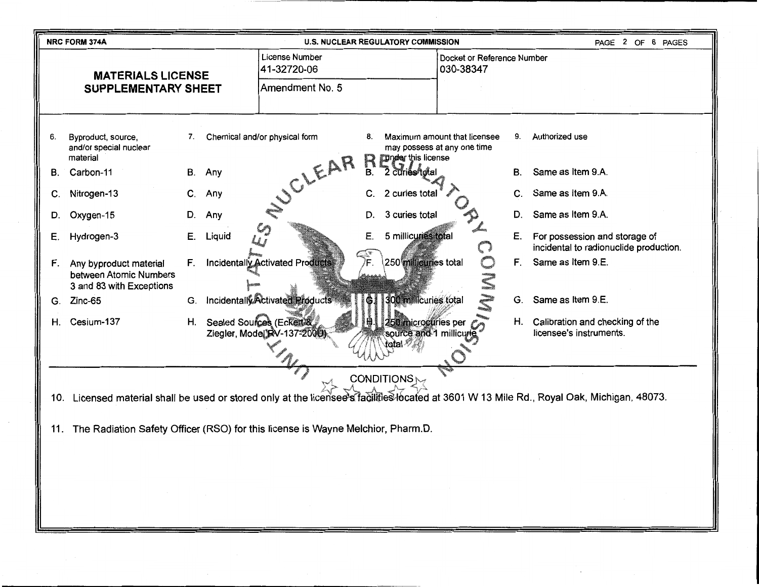NRC FORM 374A

U.S. NUCLEAR REGULATORY COMMISSION

# MATERIALS LICENSE SUPPLEMENTARY SHEET

| License Number | Docket or Reference Number |
|---|---|
| 41-32720-06 | 030-38347 |
| Amendment No. 5 | |

| 6. Byproduct, source, and/or special nuclear material | 7. Chemical and/or physical form | 8. Maximum amount that licensee may possess at any one time under this license | 9. Authorized use |
|---|---|---|---|
| B. Carbon-11 | B. Any | B. 2 curies total | B. Same as Item 9.A. |
| C. Nitrogen-13 | C. Any | C. 2 curies total | C. Same as Item 9.A. |
| D. Oxygen-15 | D. Any | D. 3 curies total | D. Same as Item 9.A. |
| E. Hydrogen-3 | E. Liquid | E. 5 millicuries total | E. For possession and storage of incidental to radionuclide production. |
| F. Any byproduct material between Atomic Numbers 3 and 83 with Exceptions | F. Incidentally Activated Products | F. 250 millicuries total | F. Same as Item 9.E. |
| G. Zinc-65 | G. Incidentally Activated Products | G. 300 millicuries total | G. Same as Item 9.E. |
| H. Cesium-137 | H. Sealed Sources (Eckert & Ziegler, Model RV-137-2000) | H. 250 microcuries per source and 1 millicurie total | H. Calibration and checking of the licensee's instruments. |

## CONDITIONS

10. Licensed material shall be used or stored only at the licensee's facilities located at 3601 W 13 Mile Rd., Royal Oak, Michigan, 48073.

11. The Radiation Safety Officer (RSO) for this license is Wayne Melchior, Pharm.D.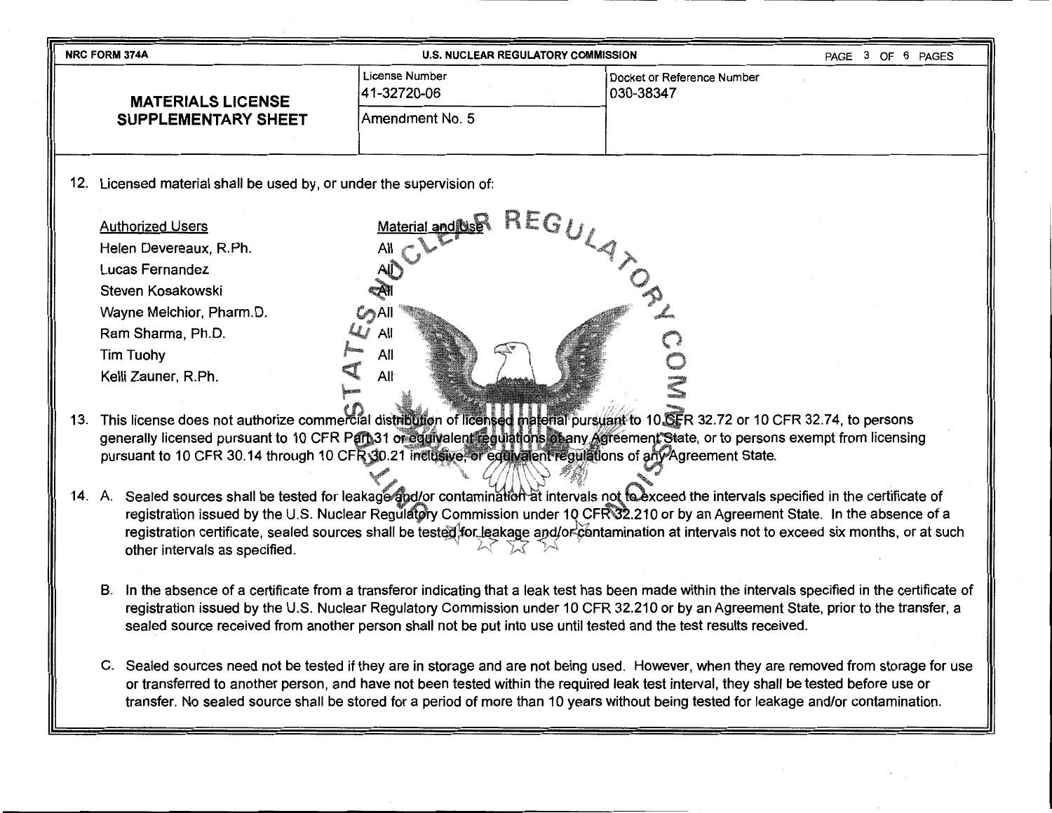NRC FORM 374A | U.S. NUCLEAR REGULATORY COMMISSION

| MATERIALS LICENSE SUPPLEMENTARY SHEET | License Number 41-32720-06 | Docket or Reference Number 030-38347 |
|---|---|---|
| | Amendment No. 5 | |

12. Licensed material shall be used by, or under the supervision of:

| Authorized Users | Material and Use |
|---|---|
| Helen Devereaux, R.Ph. | All |
| Lucas Fernandez | All |
| Steven Kosakowski | All |
| Wayne Melchior, Pharm.D. | All |
| Ram Sharma, Ph.D. | All |
| Tim Tuohy | All |
| Kelli Zauner, R.Ph. | All |

13. This license does not authorize commercial distribution of licensed material pursuant to 10 CFR 32.72 or 10 CFR 32.74, to persons generally licensed pursuant to 10 CFR Part 31 or equivalent regulations of any Agreement State, or to persons exempt from licensing pursuant to 10 CFR 30.14 through 10 CFR 30.21 inclusive, or equivalent regulations of any Agreement State.

14. A. Sealed sources shall be tested for leakage and/or contamination at intervals not to exceed the intervals specified in the certificate of registration issued by the U.S. Nuclear Regulatory Commission under 10 CFR 32.210 or by an Agreement State. In the absence of a registration certificate, sealed sources shall be tested for leakage and/or contamination at intervals not to exceed six months, or at such other intervals as specified.

    B. In the absence of a certificate from a transferor indicating that a leak test has been made within the intervals specified in the certificate of registration issued by the U.S. Nuclear Regulatory Commission under 10 CFR 32.210 or by an Agreement State, prior to the transfer, a sealed source received from another person shall not be put into use until tested and the test results received.

    C. Sealed sources need not be tested if they are in storage and are not being used. However, when they are removed from storage for use or transferred to another person, and have not been tested within the required leak test interval, they shall be tested before use or transfer. No sealed source shall be stored for a period of more than 10 years without being tested for leakage and/or contamination.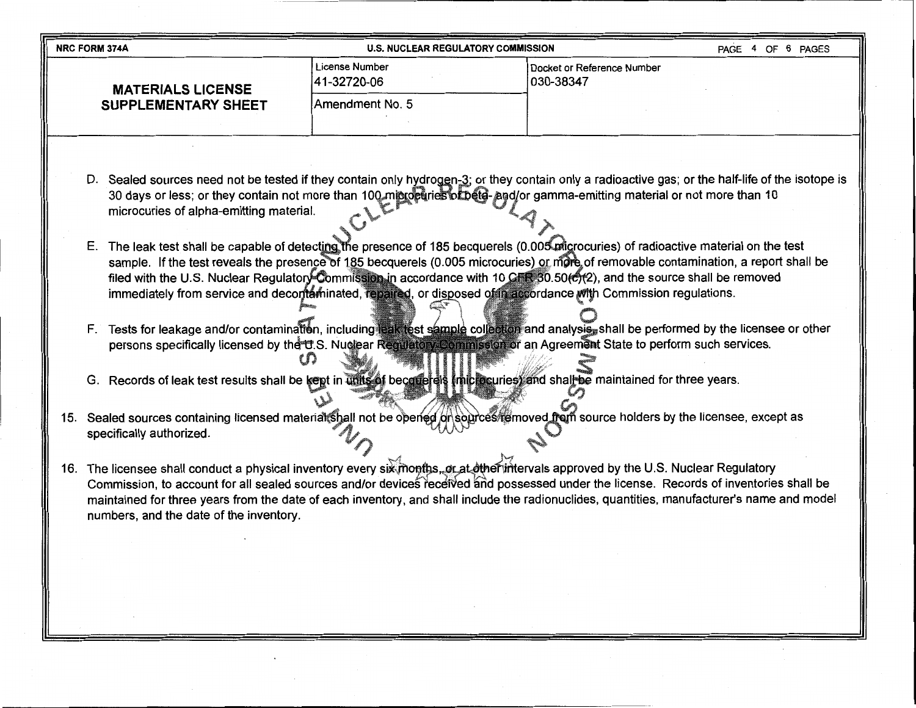| NRC FORM 374A | U.S. NUCLEAR REGULATORY COMMISSION | |
|---|---|---|
| **MATERIALS LICENSE SUPPLEMENTARY SHEET** | License Number<br>41-32720-06 | Docket or Reference Number<br>030-38347 |
| | Amendment No. 5 | |

D. Sealed sources need not be tested if they contain only hydrogen-3; or they contain only a radioactive gas; or the half-life of the isotope is 30 days or less; or they contain not more than 100 microcuries of beta- and/or gamma-emitting material or not more than 10 microcuries of alpha-emitting material.

E. The leak test shall be capable of detecting the presence of 185 becquerels (0.005 microcuries) of radioactive material on the test sample. If the test reveals the presence of 185 becquerels (0.005 microcuries) or more of removable contamination, a report shall be filed with the U.S. Nuclear Regulatory Commission in accordance with 10 CFR 30.50(c)(2), and the source shall be removed immediately from service and decontaminated, repaired, or disposed of in accordance with Commission regulations.

F. Tests for leakage and/or contamination, including leak test sample collection and analysis, shall be performed by the licensee or other persons specifically licensed by the U.S. Nuclear Regulatory Commission or an Agreement State to perform such services.

G. Records of leak test results shall be kept in units of becquerels (microcuries) and shall be maintained for three years.

15. Sealed sources containing licensed material shall not be opened or sources removed from source holders by the licensee, except as specifically authorized.

16. The licensee shall conduct a physical inventory every six months, or at other intervals approved by the U.S. Nuclear Regulatory Commission, to account for all sealed sources and/or devices received and possessed under the license. Records of inventories shall be maintained for three years from the date of each inventory, and shall include the radionuclides, quantities, manufacturer's name and model numbers, and the date of the inventory.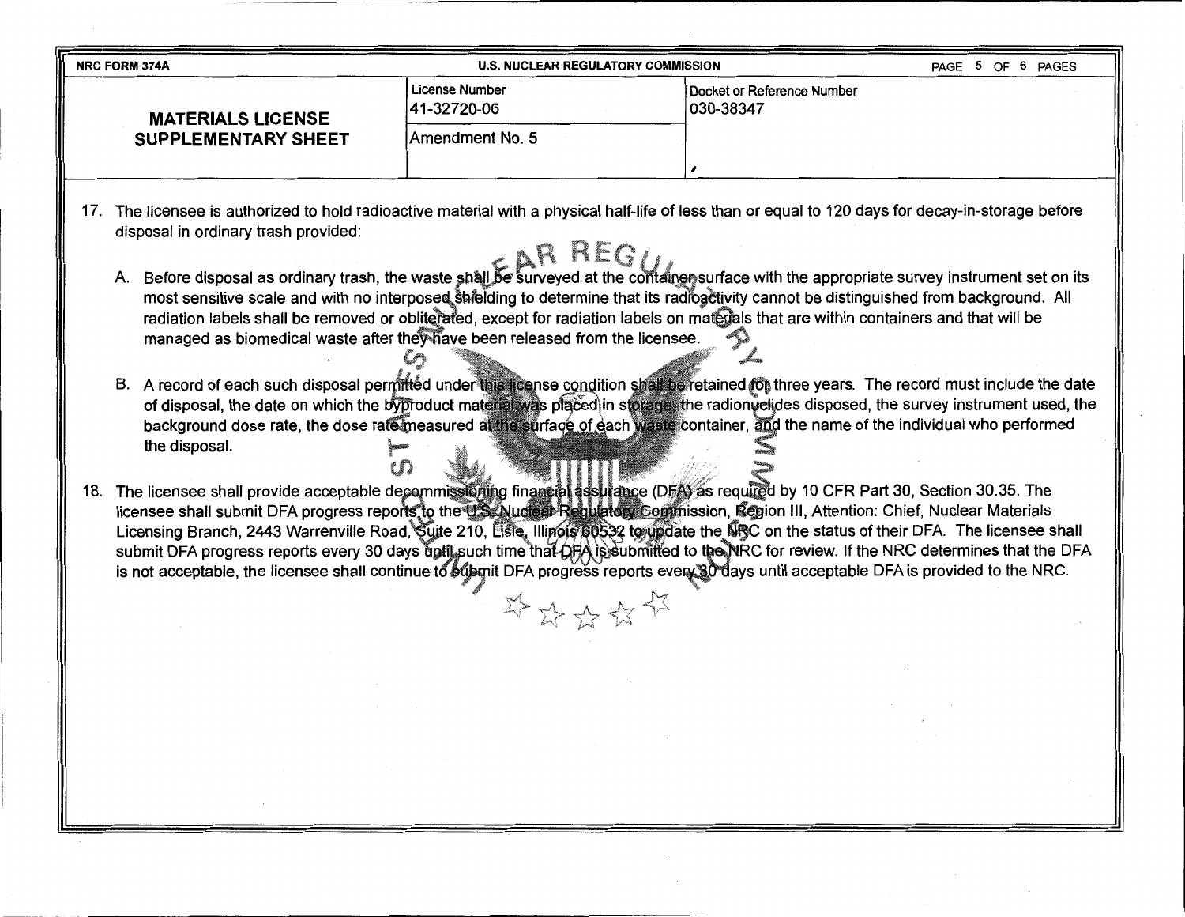| NRC FORM 374A | U.S. NUCLEAR REGULATORY COMMISSION | |
|---|---|---|
| **MATERIALS LICENSE SUPPLEMENTARY SHEET** | License Number<br>41-32720-06 | Docket or Reference Number<br>030-38347 |
| | Amendment No. 5 | |

17. The licensee is authorized to hold radioactive material with a physical half-life of less than or equal to 120 days for decay-in-storage before disposal in ordinary trash provided:

    A. Before disposal as ordinary trash, the waste shall be surveyed at the container surface with the appropriate survey instrument set on its most sensitive scale and with no interposed shielding to determine that its radioactivity cannot be distinguished from background. All radiation labels shall be removed or obliterated, except for radiation labels on materials that are within containers and that will be managed as biomedical waste after they have been released from the licensee.

    B. A record of each such disposal permitted under this license condition shall be retained for three years. The record must include the date of disposal, the date on which the byproduct material was placed in storage, the radionuclides disposed, the survey instrument used, the background dose rate, the dose rate measured at the surface of each waste container, and the name of the individual who performed the disposal.

18. The licensee shall provide acceptable decommissioning financial assurance (DFA) as required by 10 CFR Part 30, Section 30.35. The licensee shall submit DFA progress reports to the U.S. Nuclear Regulatory Commission, Region III, Attention: Chief, Nuclear Materials Licensing Branch, 2443 Warrenville Road, Suite 210, Lisle, Illinois 60532 to update the NRC on the status of their DFA. The licensee shall submit DFA progress reports every 30 days until such time that DFA is submitted to the NRC for review. If the NRC determines that the DFA is not acceptable, the licensee shall continue to submit DFA progress reports every 30 days until acceptable DFA is provided to the NRC.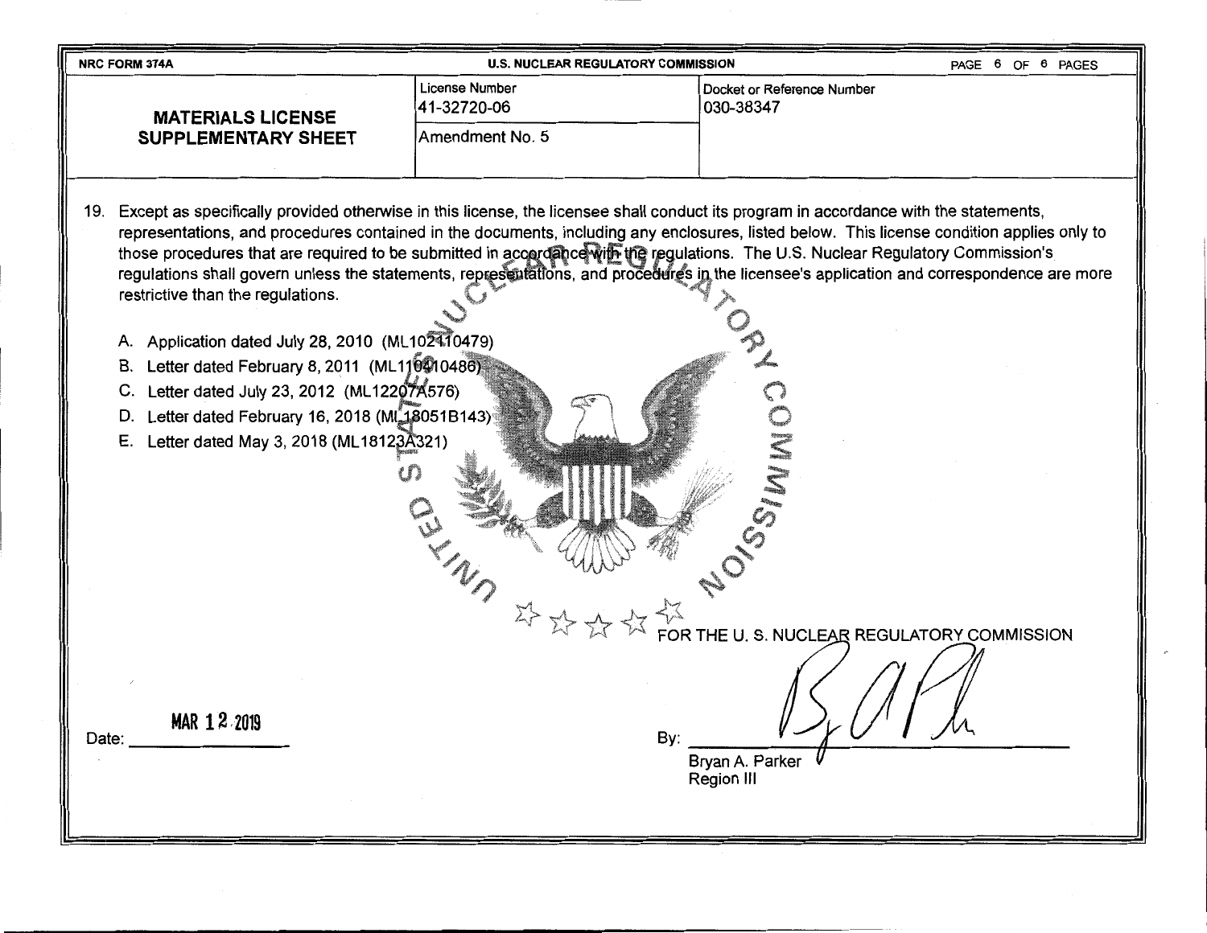NRC FORM 374A — U.S. NUCLEAR REGULATORY COMMISSION

| MATERIALS LICENSE SUPPLEMENTARY SHEET | License Number 41-32720-06 | Docket or Reference Number 030-38347 |
| --- | --- | --- |
| | Amendment No. 5 | |

19. Except as specifically provided otherwise in this license, the licensee shall conduct its program in accordance with the statements, representations, and procedures contained in the documents, including any enclosures, listed below. This license condition applies only to those procedures that are required to be submitted in accordance with the regulations. The U.S. Nuclear Regulatory Commission's regulations shall govern unless the statements, representations, and procedures in the licensee's application and correspondence are more restrictive than the regulations.

    A. Application dated July 28, 2010 (ML102110479)
    B. Letter dated February 8, 2011 (ML110410486)
    C. Letter dated July 23, 2012 (ML12207A576)
    D. Letter dated February 16, 2018 (ML18051B143)
    E. Letter dated May 3, 2018 (ML18123A321)

FOR THE U. S. NUCLEAR REGULATORY COMMISSION

Date: MAR 12 2019

By: Bryan A. Parker
Region III